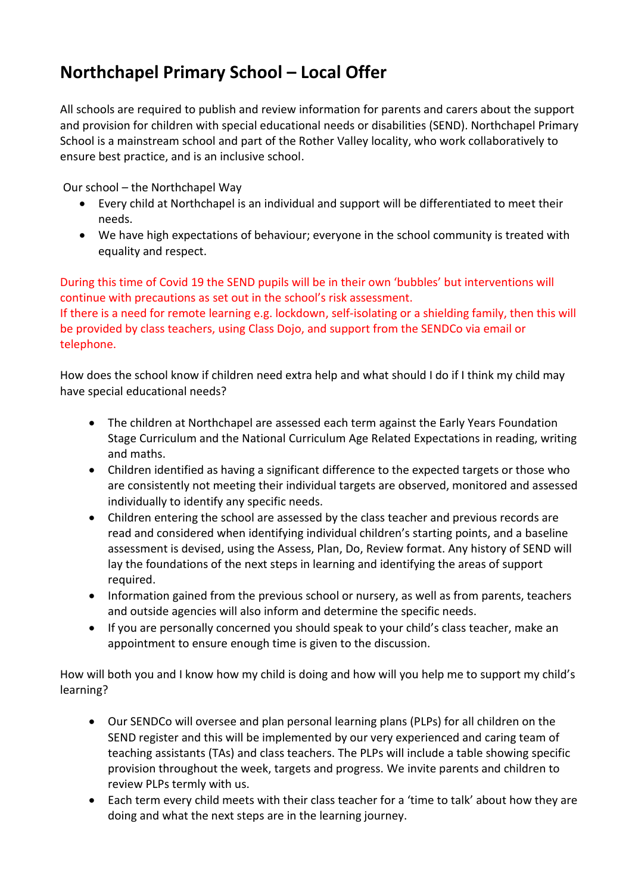# Northchapel Primary School – Local Offer

All schools are required to publish and review information for parents and carers about the support and provision for children with special educational needs or disabilities (SEND). Northchapel Primary School is a mainstream school and part of the Rother Valley locality, who work collaboratively to ensure best practice, and is an inclusive school.

Our school – the Northchapel Way

- Every child at Northchapel is an individual and support will be differentiated to meet their needs.
- We have high expectations of behaviour; everyone in the school community is treated with equality and respect.

During this time of Covid 19 the SEND pupils will be in their own 'bubbles' but interventions will continue with precautions as set out in the school's risk assessment.
If there is a need for remote learning e.g. lockdown, self-isolating or a shielding family, then this will be provided by class teachers, using Class Dojo, and support from the SENDCo via email or telephone.

How does the school know if children need extra help and what should I do if I think my child may have special educational needs?

- The children at Northchapel are assessed each term against the Early Years Foundation Stage Curriculum and the National Curriculum Age Related Expectations in reading, writing and maths.
- Children identified as having a significant difference to the expected targets or those who are consistently not meeting their individual targets are observed, monitored and assessed individually to identify any specific needs.
- Children entering the school are assessed by the class teacher and previous records are read and considered when identifying individual children's starting points, and a baseline assessment is devised, using the Assess, Plan, Do, Review format. Any history of SEND will lay the foundations of the next steps in learning and identifying the areas of support required.
- Information gained from the previous school or nursery, as well as from parents, teachers and outside agencies will also inform and determine the specific needs.
- If you are personally concerned you should speak to your child's class teacher, make an appointment to ensure enough time is given to the discussion.

How will both you and I know how my child is doing and how will you help me to support my child's learning?

- Our SENDCo will oversee and plan personal learning plans (PLPs) for all children on the SEND register and this will be implemented by our very experienced and caring team of teaching assistants (TAs) and class teachers. The PLPs will include a table showing specific provision throughout the week, targets and progress. We invite parents and children to review PLPs termly with us.
- Each term every child meets with their class teacher for a 'time to talk' about how they are doing and what the next steps are in the learning journey.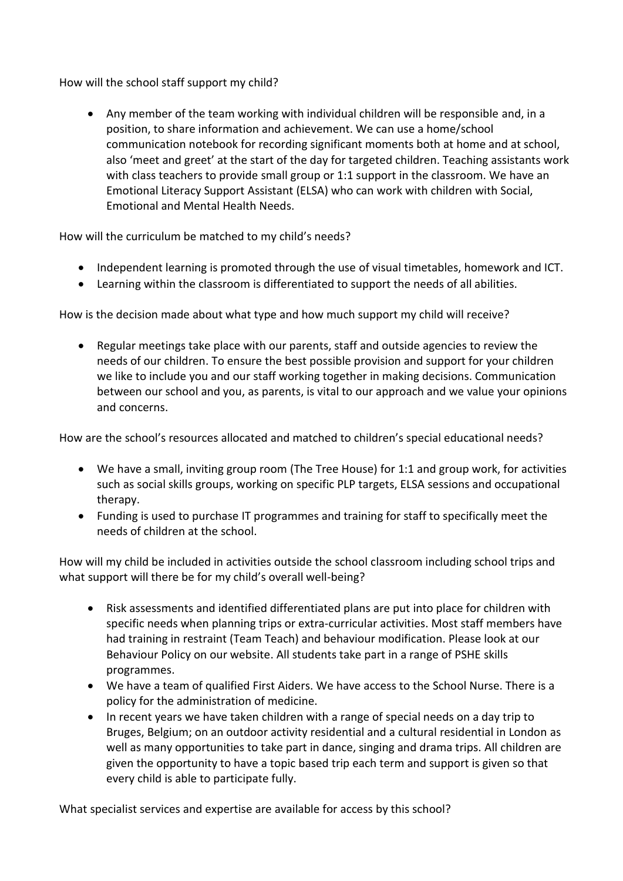How will the school staff support my child?

- Any member of the team working with individual children will be responsible and, in a position, to share information and achievement. We can use a home/school communication notebook for recording significant moments both at home and at school, also 'meet and greet' at the start of the day for targeted children. Teaching assistants work with class teachers to provide small group or 1:1 support in the classroom. We have an Emotional Literacy Support Assistant (ELSA) who can work with children with Social, Emotional and Mental Health Needs.

How will the curriculum be matched to my child's needs?

- Independent learning is promoted through the use of visual timetables, homework and ICT.
- Learning within the classroom is differentiated to support the needs of all abilities.

How is the decision made about what type and how much support my child will receive?

- Regular meetings take place with our parents, staff and outside agencies to review the needs of our children. To ensure the best possible provision and support for your children we like to include you and our staff working together in making decisions. Communication between our school and you, as parents, is vital to our approach and we value your opinions and concerns.

How are the school's resources allocated and matched to children's special educational needs?

- We have a small, inviting group room (The Tree House) for 1:1 and group work, for activities such as social skills groups, working on specific PLP targets, ELSA sessions and occupational therapy.
- Funding is used to purchase IT programmes and training for staff to specifically meet the needs of children at the school.

How will my child be included in activities outside the school classroom including school trips and what support will there be for my child's overall well-being?

- Risk assessments and identified differentiated plans are put into place for children with specific needs when planning trips or extra-curricular activities. Most staff members have had training in restraint (Team Teach) and behaviour modification. Please look at our Behaviour Policy on our website. All students take part in a range of PSHE skills programmes.
- We have a team of qualified First Aiders. We have access to the School Nurse. There is a policy for the administration of medicine.
- In recent years we have taken children with a range of special needs on a day trip to Bruges, Belgium; on an outdoor activity residential and a cultural residential in London as well as many opportunities to take part in dance, singing and drama trips. All children are given the opportunity to have a topic based trip each term and support is given so that every child is able to participate fully.

What specialist services and expertise are available for access by this school?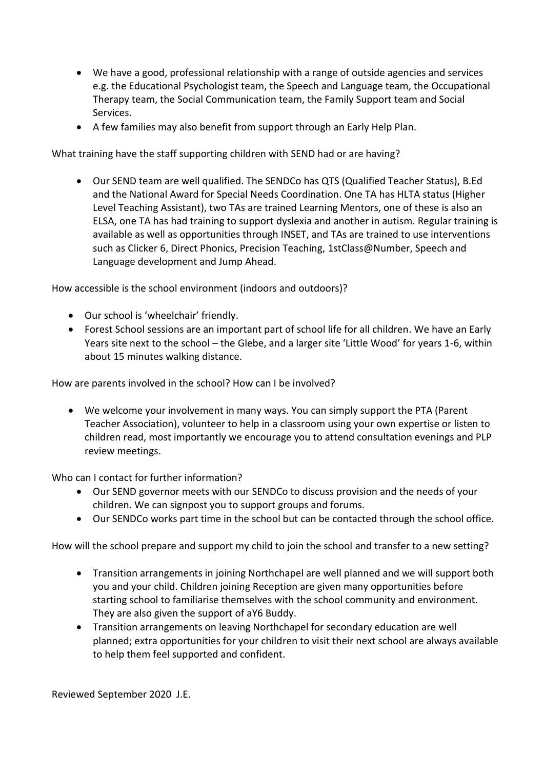- We have a good, professional relationship with a range of outside agencies and services e.g. the Educational Psychologist team, the Speech and Language team, the Occupational Therapy team, the Social Communication team, the Family Support team and Social Services.
- A few families may also benefit from support through an Early Help Plan.

What training have the staff supporting children with SEND had or are having?

- Our SEND team are well qualified. The SENDCo has QTS (Qualified Teacher Status), B.Ed and the National Award for Special Needs Coordination. One TA has HLTA status (Higher Level Teaching Assistant), two TAs are trained Learning Mentors, one of these is also an ELSA, one TA has had training to support dyslexia and another in autism. Regular training is available as well as opportunities through INSET, and TAs are trained to use interventions such as Clicker 6, Direct Phonics, Precision Teaching, 1stClass@Number, Speech and Language development and Jump Ahead.

How accessible is the school environment (indoors and outdoors)?

- Our school is 'wheelchair' friendly.
- Forest School sessions are an important part of school life for all children. We have an Early Years site next to the school – the Glebe, and a larger site 'Little Wood' for years 1-6, within about 15 minutes walking distance.

How are parents involved in the school? How can I be involved?

- We welcome your involvement in many ways. You can simply support the PTA (Parent Teacher Association), volunteer to help in a classroom using your own expertise or listen to children read, most importantly we encourage you to attend consultation evenings and PLP review meetings.

Who can I contact for further information?

- Our SEND governor meets with our SENDCo to discuss provision and the needs of your children. We can signpost you to support groups and forums.
- Our SENDCo works part time in the school but can be contacted through the school office.

How will the school prepare and support my child to join the school and transfer to a new setting?

- Transition arrangements in joining Northchapel are well planned and we will support both you and your child. Children joining Reception are given many opportunities before starting school to familiarise themselves with the school community and environment. They are also given the support of aY6 Buddy.
- Transition arrangements on leaving Northchapel for secondary education are well planned; extra opportunities for your children to visit their next school are always available to help them feel supported and confident.

Reviewed September 2020 J.E.